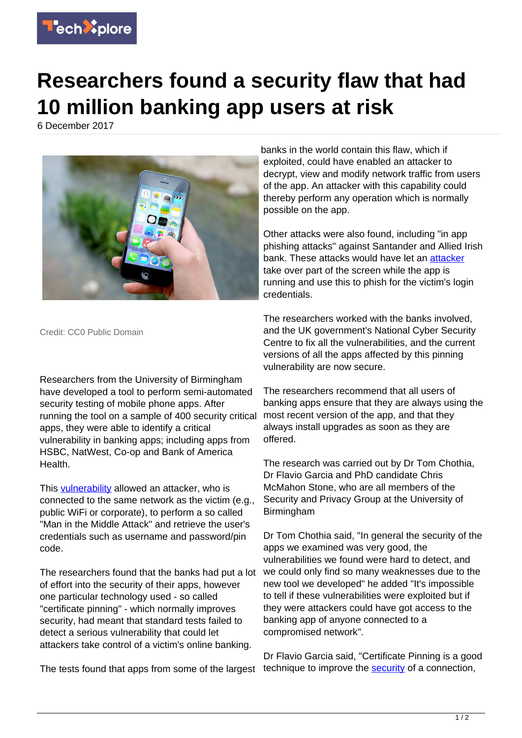# Researchers found a security flaw that had 10 million banking app users at risk

6 December 2017

Credit: CC0 Public Domain

Researchers from the University of Birmingham have developed a tool to perform semi-automated security testing of mobile phone apps. After running the tool on a sample of 400 security critical apps, they were able to identify a critical vulnerability in banking apps; including apps from HSBC, NatWest, Co-op and Bank of America Health.

This vulnerability allowed an attacker, who is connected to the same network as the victim (e.g., public WiFi or corporate), to perform a so called "Man in the Middle Attack" and retrieve the user's credentials such as username and password/pin code.

The researchers found that the banks had put a lot of effort into the security of their apps, however one particular technology used - so called "certificate pinning" - which normally improves security, had meant that standard tests failed to detect a serious vulnerability that could let attackers take control of a victim's online banking.

The tests found that apps from some of the largest banks in the world contain this flaw, which if exploited, could have enabled an attacker to decrypt, view and modify network traffic from users of the app. An attacker with this capability could thereby perform any operation which is normally possible on the app.

Other attacks were also found, including "in app phishing attacks" against Santander and Allied Irish bank. These attacks would have let an attacker take over part of the screen while the app is running and use this to phish for the victim's login credentials.

The researchers worked with the banks involved, and the UK government's National Cyber Security Centre to fix all the vulnerabilities, and the current versions of all the apps affected by this pinning vulnerability are now secure.

The researchers recommend that all users of banking apps ensure that they are always using the most recent version of the app, and that they always install upgrades as soon as they are offered.

The research was carried out by Dr Tom Chothia, Dr Flavio Garcia and PhD candidate Chris McMahon Stone, who are all members of the Security and Privacy Group at the University of Birmingham

Dr Tom Chothia said, "In general the security of the apps we examined was very good, the vulnerabilities we found were hard to detect, and we could only find so many weaknesses due to the new tool we developed" he added "It's impossible to tell if these vulnerabilities were exploited but if they were attackers could have got access to the banking app of anyone connected to a compromised network".

Dr Flavio Garcia said, "Certificate Pinning is a good technique to improve the security of a connection,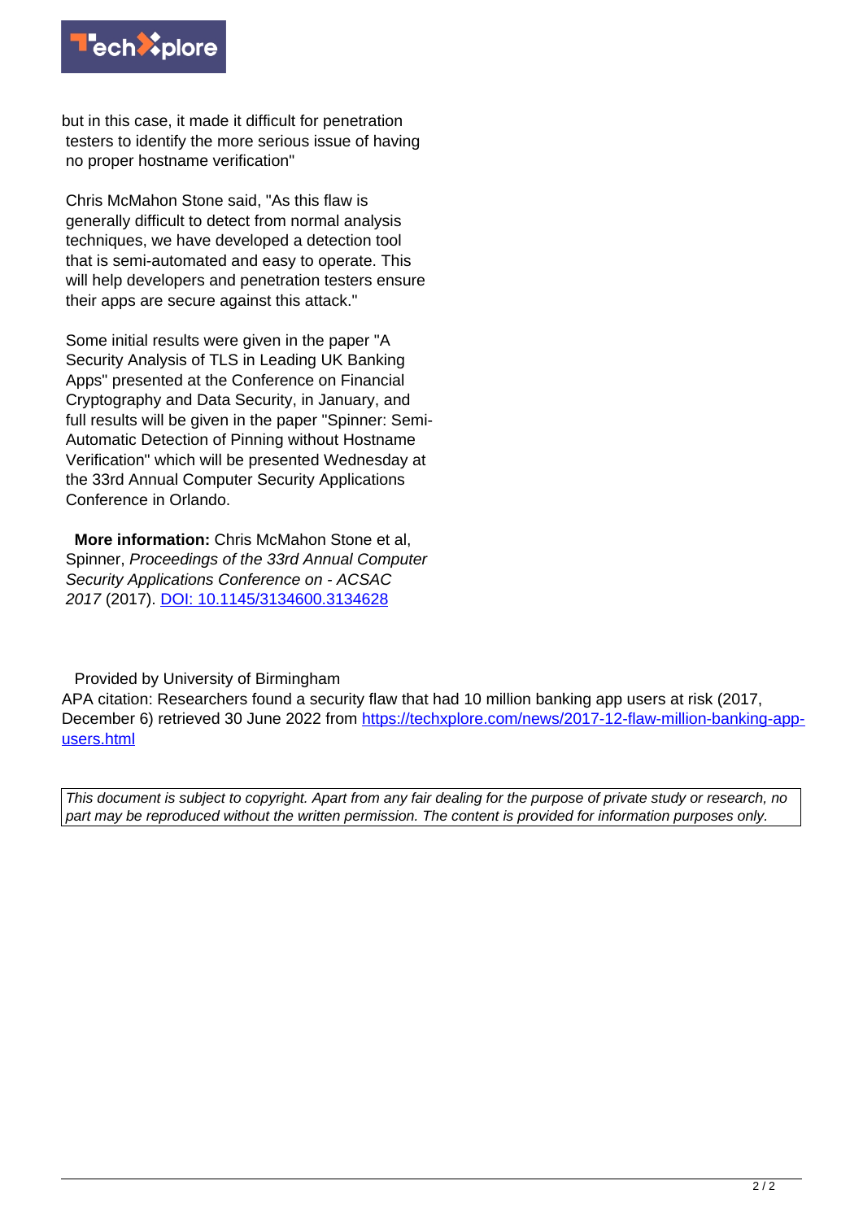but in this case, it made it difficult for penetration testers to identify the more serious issue of having no proper hostname verification"

Chris McMahon Stone said, "As this flaw is generally difficult to detect from normal analysis techniques, we have developed a detection tool that is semi-automated and easy to operate. This will help developers and penetration testers ensure their apps are secure against this attack."

Some initial results were given in the paper "A Security Analysis of TLS in Leading UK Banking Apps" presented at the Conference on Financial Cryptography and Data Security, in January, and full results will be given in the paper "Spinner: Semi-Automatic Detection of Pinning without Hostname Verification" which will be presented Wednesday at the 33rd Annual Computer Security Applications Conference in Orlando.

**More information:** Chris McMahon Stone et al, Spinner, *Proceedings of the 33rd Annual Computer Security Applications Conference on - ACSAC 2017* (2017). [DOI: 10.1145/3134600.3134628](https://doi.org/10.1145/3134600.3134628)

Provided by University of Birmingham

APA citation: Researchers found a security flaw that had 10 million banking app users at risk (2017, December 6) retrieved 30 June 2022 from https://techxplore.com/news/2017-12-flaw-million-banking-app-users.html

*This document is subject to copyright. Apart from any fair dealing for the purpose of private study or research, no part may be reproduced without the written permission. The content is provided for information purposes only.*